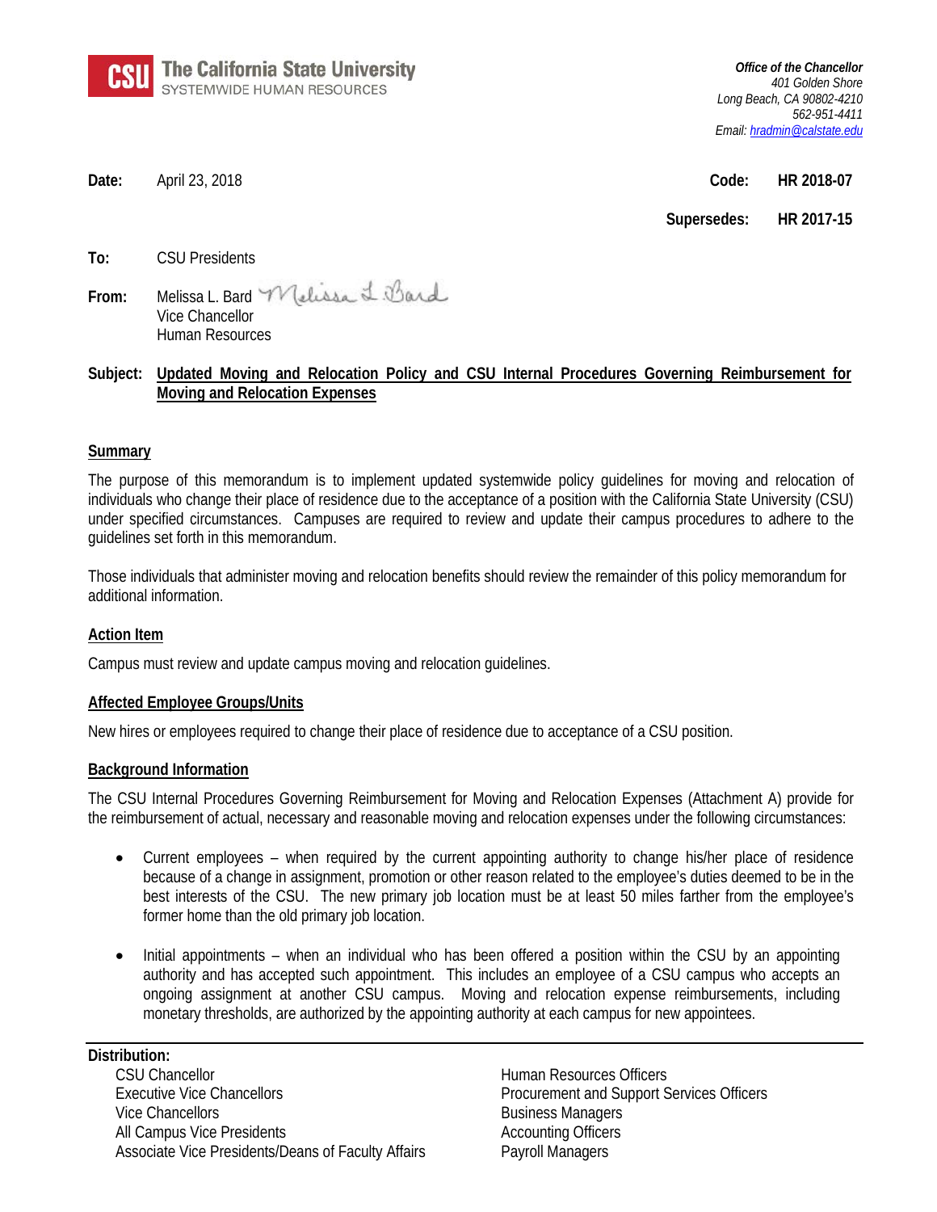**The California State University**
SYSTEMWIDE HUMAN RESOURCES

*Office of the Chancellor*
*401 Golden Shore*
*Long Beach, CA 90802-4210*
*562-951-4411*
*Email: hradmin@calstate.edu*

**Date:** April 23, 2018

**Code:** HR 2018-07

**Supersedes:** HR 2017-15

**To:** CSU Presidents

**From:** Melissa L. Bard
Vice Chancellor
Human Resources

**Subject:** **Updated Moving and Relocation Policy and CSU Internal Procedures Governing Reimbursement for Moving and Relocation Expenses**

## Summary

The purpose of this memorandum is to implement updated systemwide policy guidelines for moving and relocation of individuals who change their place of residence due to the acceptance of a position with the California State University (CSU) under specified circumstances. Campuses are required to review and update their campus procedures to adhere to the guidelines set forth in this memorandum.

Those individuals that administer moving and relocation benefits should review the remainder of this policy memorandum for additional information.

## Action Item

Campus must review and update campus moving and relocation guidelines.

## Affected Employee Groups/Units

New hires or employees required to change their place of residence due to acceptance of a CSU position.

## Background Information

The CSU Internal Procedures Governing Reimbursement for Moving and Relocation Expenses (Attachment A) provide for the reimbursement of actual, necessary and reasonable moving and relocation expenses under the following circumstances:

- Current employees – when required by the current appointing authority to change his/her place of residence because of a change in assignment, promotion or other reason related to the employee's duties deemed to be in the best interests of the CSU. The new primary job location must be at least 50 miles farther from the employee's former home than the old primary job location.
- Initial appointments – when an individual who has been offered a position within the CSU by an appointing authority and has accepted such appointment. This includes an employee of a CSU campus who accepts an ongoing assignment at another CSU campus. Moving and relocation expense reimbursements, including monetary thresholds, are authorized by the appointing authority at each campus for new appointees.

**Distribution:**

CSU Chancellor
Executive Vice Chancellors
Vice Chancellors
All Campus Vice Presidents
Associate Vice Presidents/Deans of Faculty Affairs
Human Resources Officers
Procurement and Support Services Officers
Business Managers
Accounting Officers
Payroll Managers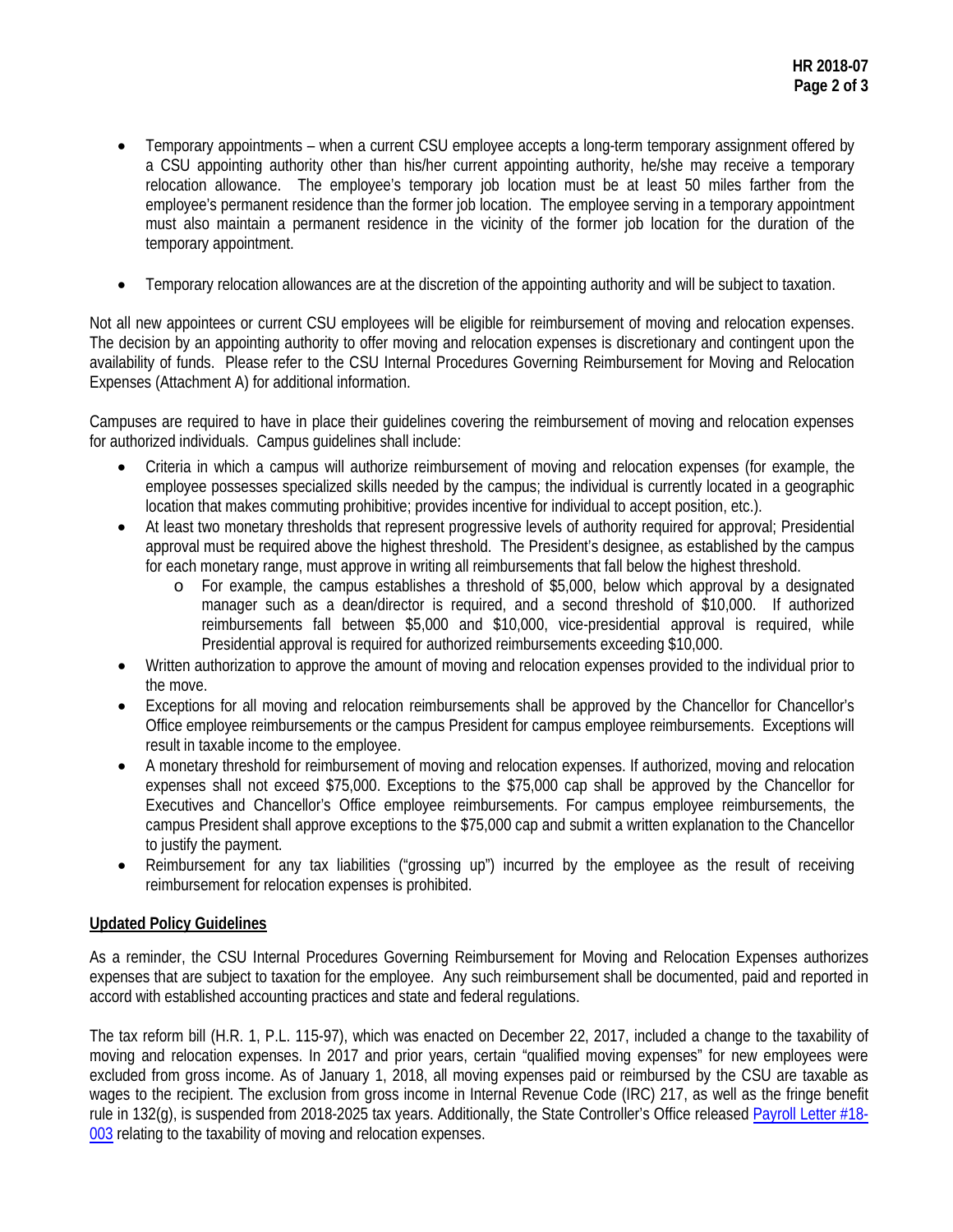- Temporary appointments – when a current CSU employee accepts a long-term temporary assignment offered by a CSU appointing authority other than his/her current appointing authority, he/she may receive a temporary relocation allowance. The employee's temporary job location must be at least 50 miles farther from the employee's permanent residence than the former job location. The employee serving in a temporary appointment must also maintain a permanent residence in the vicinity of the former job location for the duration of the temporary appointment.

- Temporary relocation allowances are at the discretion of the appointing authority and will be subject to taxation.

Not all new appointees or current CSU employees will be eligible for reimbursement of moving and relocation expenses. The decision by an appointing authority to offer moving and relocation expenses is discretionary and contingent upon the availability of funds. Please refer to the CSU Internal Procedures Governing Reimbursement for Moving and Relocation Expenses (Attachment A) for additional information.

Campuses are required to have in place their guidelines covering the reimbursement of moving and relocation expenses for authorized individuals. Campus guidelines shall include:

- Criteria in which a campus will authorize reimbursement of moving and relocation expenses (for example, the employee possesses specialized skills needed by the campus; the individual is currently located in a geographic location that makes commuting prohibitive; provides incentive for individual to accept position, etc.).
- At least two monetary thresholds that represent progressive levels of authority required for approval; Presidential approval must be required above the highest threshold. The President's designee, as established by the campus for each monetary range, must approve in writing all reimbursements that fall below the highest threshold.
    - For example, the campus establishes a threshold of $5,000, below which approval by a designated manager such as a dean/director is required, and a second threshold of $10,000. If authorized reimbursements fall between $5,000 and $10,000, vice-presidential approval is required, while Presidential approval is required for authorized reimbursements exceeding $10,000.
- Written authorization to approve the amount of moving and relocation expenses provided to the individual prior to the move.
- Exceptions for all moving and relocation reimbursements shall be approved by the Chancellor for Chancellor's Office employee reimbursements or the campus President for campus employee reimbursements. Exceptions will result in taxable income to the employee.
- A monetary threshold for reimbursement of moving and relocation expenses. If authorized, moving and relocation expenses shall not exceed $75,000. Exceptions to the $75,000 cap shall be approved by the Chancellor for Executives and Chancellor's Office employee reimbursements. For campus employee reimbursements, the campus President shall approve exceptions to the $75,000 cap and submit a written explanation to the Chancellor to justify the payment.
- Reimbursement for any tax liabilities ("grossing up") incurred by the employee as the result of receiving reimbursement for relocation expenses is prohibited.

**Updated Policy Guidelines**

As a reminder, the CSU Internal Procedures Governing Reimbursement for Moving and Relocation Expenses authorizes expenses that are subject to taxation for the employee. Any such reimbursement shall be documented, paid and reported in accord with established accounting practices and state and federal regulations.

The tax reform bill (H.R. 1, P.L. 115-97), which was enacted on December 22, 2017, included a change to the taxability of moving and relocation expenses. In 2017 and prior years, certain "qualified moving expenses" for new employees were excluded from gross income. As of January 1, 2018, all moving expenses paid or reimbursed by the CSU are taxable as wages to the recipient. The exclusion from gross income in Internal Revenue Code (IRC) 217, as well as the fringe benefit rule in 132(g), is suspended from 2018-2025 tax years. Additionally, the State Controller's Office released Payroll Letter #18-003 relating to the taxability of moving and relocation expenses.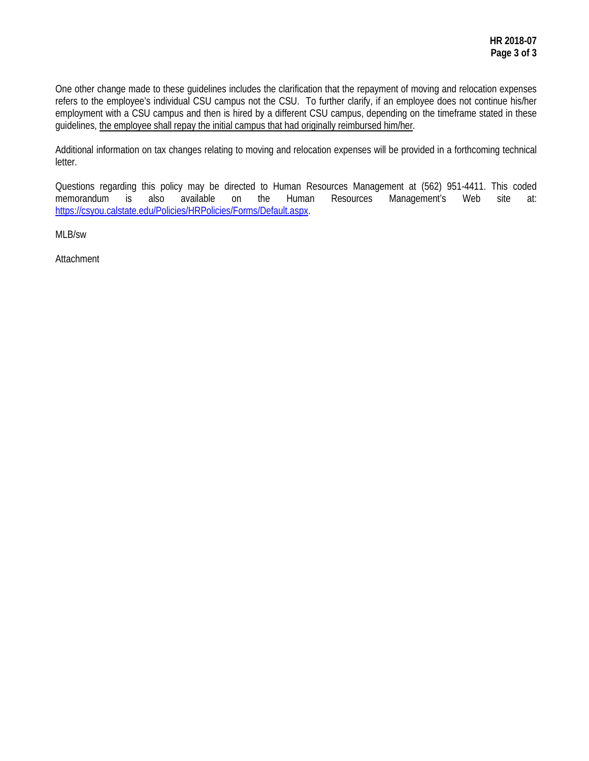One other change made to these guidelines includes the clarification that the repayment of moving and relocation expenses refers to the employee's individual CSU campus not the CSU. To further clarify, if an employee does not continue his/her employment with a CSU campus and then is hired by a different CSU campus, depending on the timeframe stated in these guidelines, <u>the employee shall repay the initial campus that had originally reimbursed him/her</u>.

Additional information on tax changes relating to moving and relocation expenses will be provided in a forthcoming technical letter.

Questions regarding this policy may be directed to Human Resources Management at (562) 951-4411. This coded memorandum is also available on the Human Resources Management's Web site at: [https://csyou.calstate.edu/Policies/HRPolicies/Forms/Default.aspx](https://csyou.calstate.edu/Policies/HRPolicies/Forms/Default.aspx).

MLB/sw

Attachment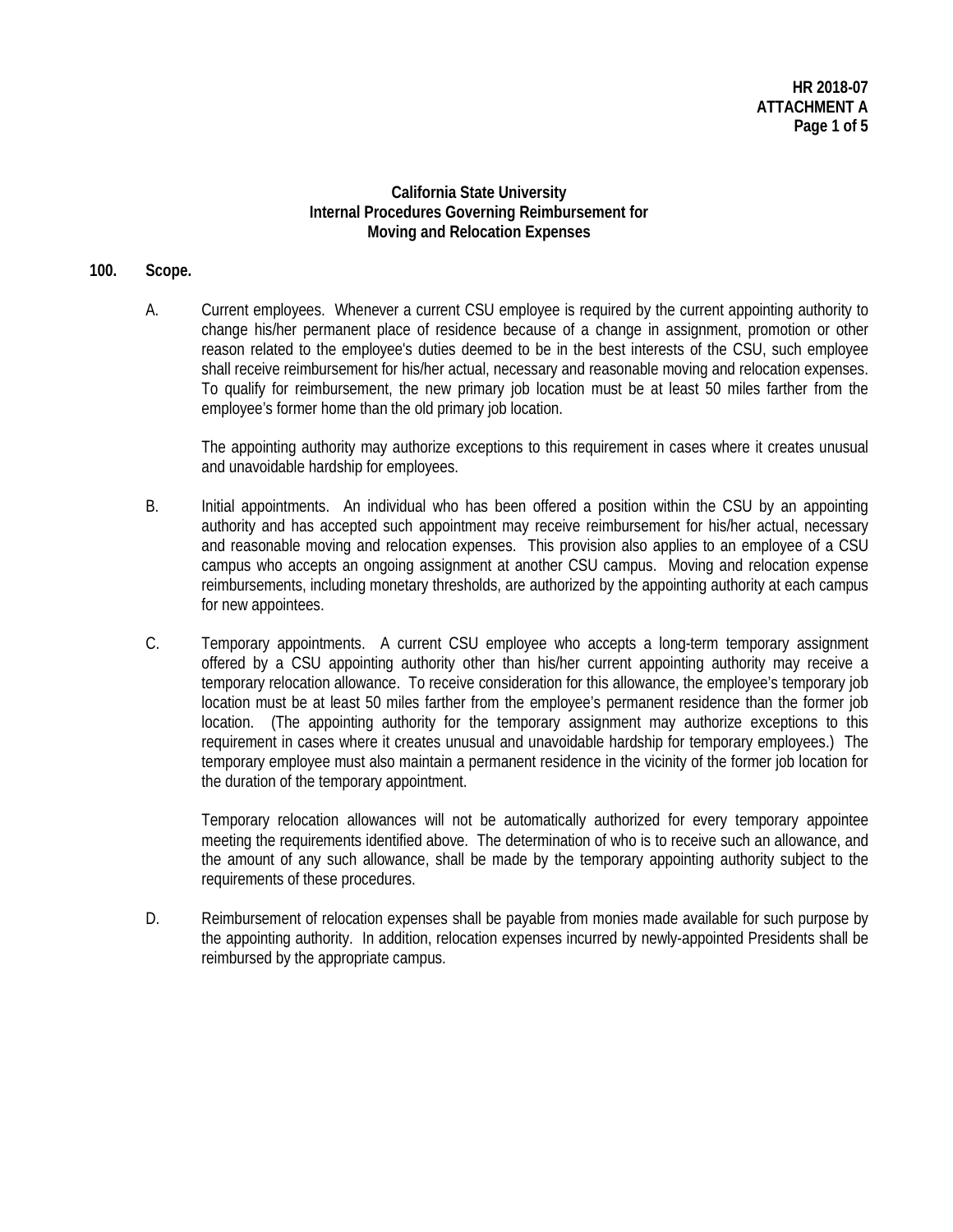**HR 2018-07**
**ATTACHMENT A**

## California State University
## Internal Procedures Governing Reimbursement for Moving and Relocation Expenses

### 100. Scope.

A. Current employees. Whenever a current CSU employee is required by the current appointing authority to change his/her permanent place of residence because of a change in assignment, promotion or other reason related to the employee's duties deemed to be in the best interests of the CSU, such employee shall receive reimbursement for his/her actual, necessary and reasonable moving and relocation expenses. To qualify for reimbursement, the new primary job location must be at least 50 miles farther from the employee's former home than the old primary job location.

The appointing authority may authorize exceptions to this requirement in cases where it creates unusual and unavoidable hardship for employees.

B. Initial appointments. An individual who has been offered a position within the CSU by an appointing authority and has accepted such appointment may receive reimbursement for his/her actual, necessary and reasonable moving and relocation expenses. This provision also applies to an employee of a CSU campus who accepts an ongoing assignment at another CSU campus. Moving and relocation expense reimbursements, including monetary thresholds, are authorized by the appointing authority at each campus for new appointees.

C. Temporary appointments. A current CSU employee who accepts a long-term temporary assignment offered by a CSU appointing authority other than his/her current appointing authority may receive a temporary relocation allowance. To receive consideration for this allowance, the employee's temporary job location must be at least 50 miles farther from the employee's permanent residence than the former job location. (The appointing authority for the temporary assignment may authorize exceptions to this requirement in cases where it creates unusual and unavoidable hardship for temporary employees.) The temporary employee must also maintain a permanent residence in the vicinity of the former job location for the duration of the temporary appointment.

Temporary relocation allowances will not be automatically authorized for every temporary appointee meeting the requirements identified above. The determination of who is to receive such an allowance, and the amount of any such allowance, shall be made by the temporary appointing authority subject to the requirements of these procedures.

D. Reimbursement of relocation expenses shall be payable from monies made available for such purpose by the appointing authority. In addition, relocation expenses incurred by newly-appointed Presidents shall be reimbursed by the appropriate campus.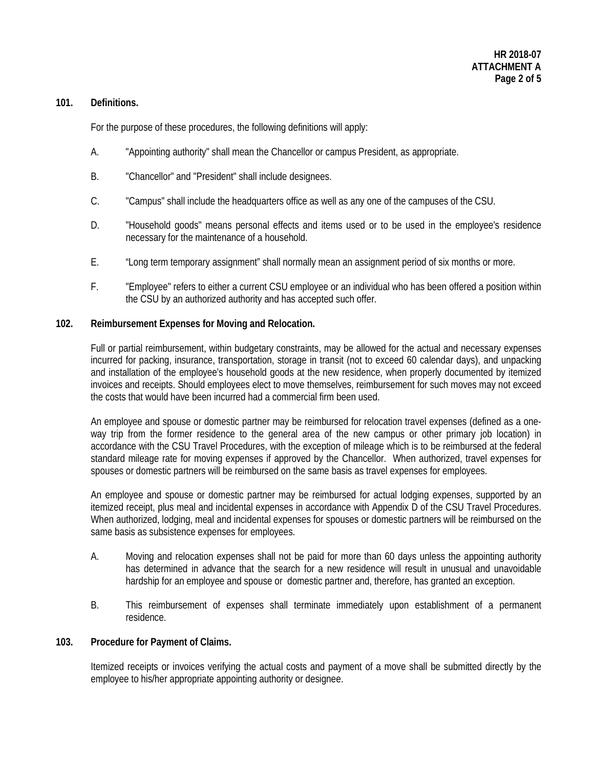## 101. Definitions.

For the purpose of these procedures, the following definitions will apply:

A. "Appointing authority" shall mean the Chancellor or campus President, as appropriate.

B. "Chancellor" and "President" shall include designees.

C. "Campus" shall include the headquarters office as well as any one of the campuses of the CSU.

D. "Household goods" means personal effects and items used or to be used in the employee's residence necessary for the maintenance of a household.

E. "Long term temporary assignment" shall normally mean an assignment period of six months or more.

F. "Employee" refers to either a current CSU employee or an individual who has been offered a position within the CSU by an authorized authority and has accepted such offer.

## 102. Reimbursement Expenses for Moving and Relocation.

Full or partial reimbursement, within budgetary constraints, may be allowed for the actual and necessary expenses incurred for packing, insurance, transportation, storage in transit (not to exceed 60 calendar days), and unpacking and installation of the employee's household goods at the new residence, when properly documented by itemized invoices and receipts. Should employees elect to move themselves, reimbursement for such moves may not exceed the costs that would have been incurred had a commercial firm been used.

An employee and spouse or domestic partner may be reimbursed for relocation travel expenses (defined as a one-way trip from the former residence to the general area of the new campus or other primary job location) in accordance with the CSU Travel Procedures, with the exception of mileage which is to be reimbursed at the federal standard mileage rate for moving expenses if approved by the Chancellor. When authorized, travel expenses for spouses or domestic partners will be reimbursed on the same basis as travel expenses for employees.

An employee and spouse or domestic partner may be reimbursed for actual lodging expenses, supported by an itemized receipt, plus meal and incidental expenses in accordance with Appendix D of the CSU Travel Procedures. When authorized, lodging, meal and incidental expenses for spouses or domestic partners will be reimbursed on the same basis as subsistence expenses for employees.

A. Moving and relocation expenses shall not be paid for more than 60 days unless the appointing authority has determined in advance that the search for a new residence will result in unusual and unavoidable hardship for an employee and spouse or domestic partner and, therefore, has granted an exception.

B. This reimbursement of expenses shall terminate immediately upon establishment of a permanent residence.

## 103. Procedure for Payment of Claims.

Itemized receipts or invoices verifying the actual costs and payment of a move shall be submitted directly by the employee to his/her appropriate appointing authority or designee.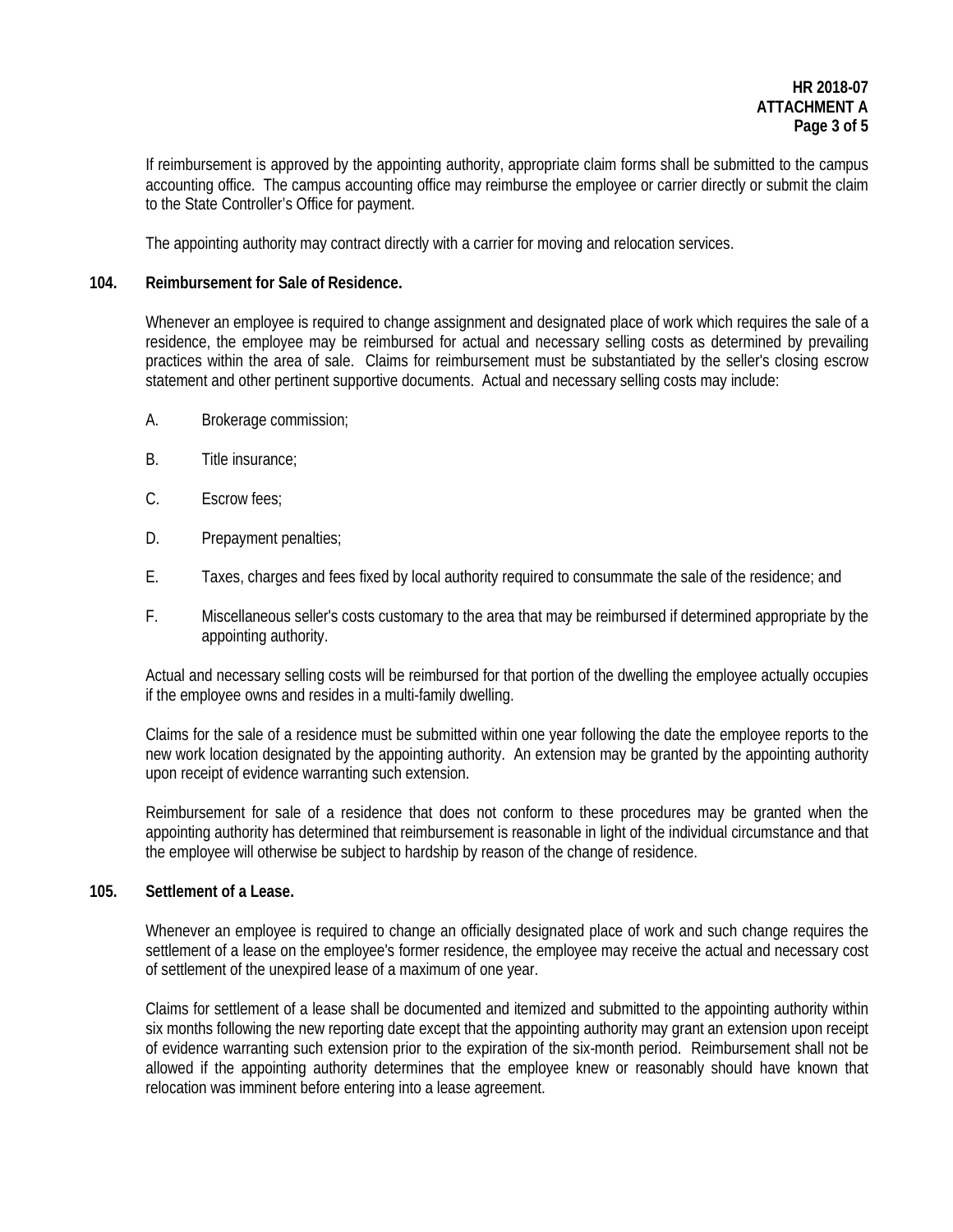If reimbursement is approved by the appointing authority, appropriate claim forms shall be submitted to the campus accounting office. The campus accounting office may reimburse the employee or carrier directly or submit the claim to the State Controller's Office for payment.

The appointing authority may contract directly with a carrier for moving and relocation services.

**104. Reimbursement for Sale of Residence.**

Whenever an employee is required to change assignment and designated place of work which requires the sale of a residence, the employee may be reimbursed for actual and necessary selling costs as determined by prevailing practices within the area of sale. Claims for reimbursement must be substantiated by the seller's closing escrow statement and other pertinent supportive documents. Actual and necessary selling costs may include:

A. Brokerage commission;

B. Title insurance;

C. Escrow fees;

D. Prepayment penalties;

E. Taxes, charges and fees fixed by local authority required to consummate the sale of the residence; and

F. Miscellaneous seller's costs customary to the area that may be reimbursed if determined appropriate by the appointing authority.

Actual and necessary selling costs will be reimbursed for that portion of the dwelling the employee actually occupies if the employee owns and resides in a multi-family dwelling.

Claims for the sale of a residence must be submitted within one year following the date the employee reports to the new work location designated by the appointing authority. An extension may be granted by the appointing authority upon receipt of evidence warranting such extension.

Reimbursement for sale of a residence that does not conform to these procedures may be granted when the appointing authority has determined that reimbursement is reasonable in light of the individual circumstance and that the employee will otherwise be subject to hardship by reason of the change of residence.

**105. Settlement of a Lease.**

Whenever an employee is required to change an officially designated place of work and such change requires the settlement of a lease on the employee's former residence, the employee may receive the actual and necessary cost of settlement of the unexpired lease of a maximum of one year.

Claims for settlement of a lease shall be documented and itemized and submitted to the appointing authority within six months following the new reporting date except that the appointing authority may grant an extension upon receipt of evidence warranting such extension prior to the expiration of the six-month period. Reimbursement shall not be allowed if the appointing authority determines that the employee knew or reasonably should have known that relocation was imminent before entering into a lease agreement.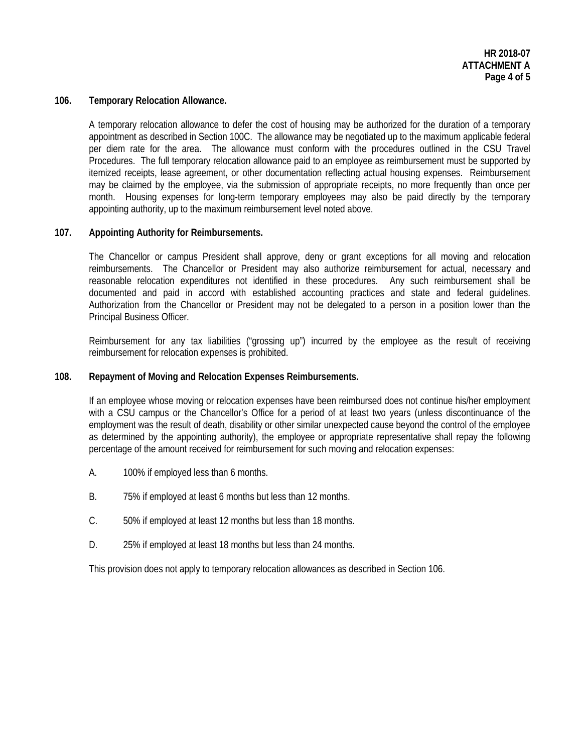**106. Temporary Relocation Allowance.**

A temporary relocation allowance to defer the cost of housing may be authorized for the duration of a temporary appointment as described in Section 100C. The allowance may be negotiated up to the maximum applicable federal per diem rate for the area. The allowance must conform with the procedures outlined in the CSU Travel Procedures. The full temporary relocation allowance paid to an employee as reimbursement must be supported by itemized receipts, lease agreement, or other documentation reflecting actual housing expenses. Reimbursement may be claimed by the employee, via the submission of appropriate receipts, no more frequently than once per month. Housing expenses for long-term temporary employees may also be paid directly by the temporary appointing authority, up to the maximum reimbursement level noted above.

**107. Appointing Authority for Reimbursements.**

The Chancellor or campus President shall approve, deny or grant exceptions for all moving and relocation reimbursements. The Chancellor or President may also authorize reimbursement for actual, necessary and reasonable relocation expenditures not identified in these procedures. Any such reimbursement shall be documented and paid in accord with established accounting practices and state and federal guidelines. Authorization from the Chancellor or President may not be delegated to a person in a position lower than the Principal Business Officer.

Reimbursement for any tax liabilities ("grossing up") incurred by the employee as the result of receiving reimbursement for relocation expenses is prohibited.

**108. Repayment of Moving and Relocation Expenses Reimbursements.**

If an employee whose moving or relocation expenses have been reimbursed does not continue his/her employment with a CSU campus or the Chancellor's Office for a period of at least two years (unless discontinuance of the employment was the result of death, disability or other similar unexpected cause beyond the control of the employee as determined by the appointing authority), the employee or appropriate representative shall repay the following percentage of the amount received for reimbursement for such moving and relocation expenses:

A. 100% if employed less than 6 months.

B. 75% if employed at least 6 months but less than 12 months.

C. 50% if employed at least 12 months but less than 18 months.

D. 25% if employed at least 18 months but less than 24 months.

This provision does not apply to temporary relocation allowances as described in Section 106.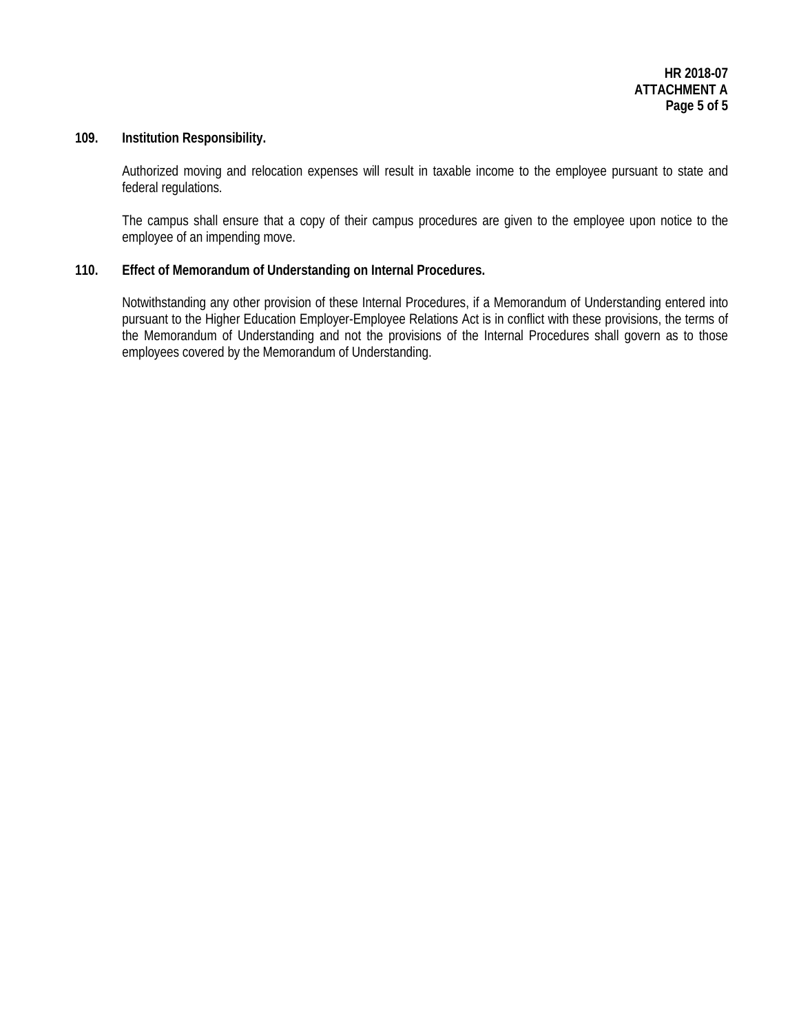**109. Institution Responsibility.**

Authorized moving and relocation expenses will result in taxable income to the employee pursuant to state and federal regulations.

The campus shall ensure that a copy of their campus procedures are given to the employee upon notice to the employee of an impending move.

**110. Effect of Memorandum of Understanding on Internal Procedures.**

Notwithstanding any other provision of these Internal Procedures, if a Memorandum of Understanding entered into pursuant to the Higher Education Employer-Employee Relations Act is in conflict with these provisions, the terms of the Memorandum of Understanding and not the provisions of the Internal Procedures shall govern as to those employees covered by the Memorandum of Understanding.